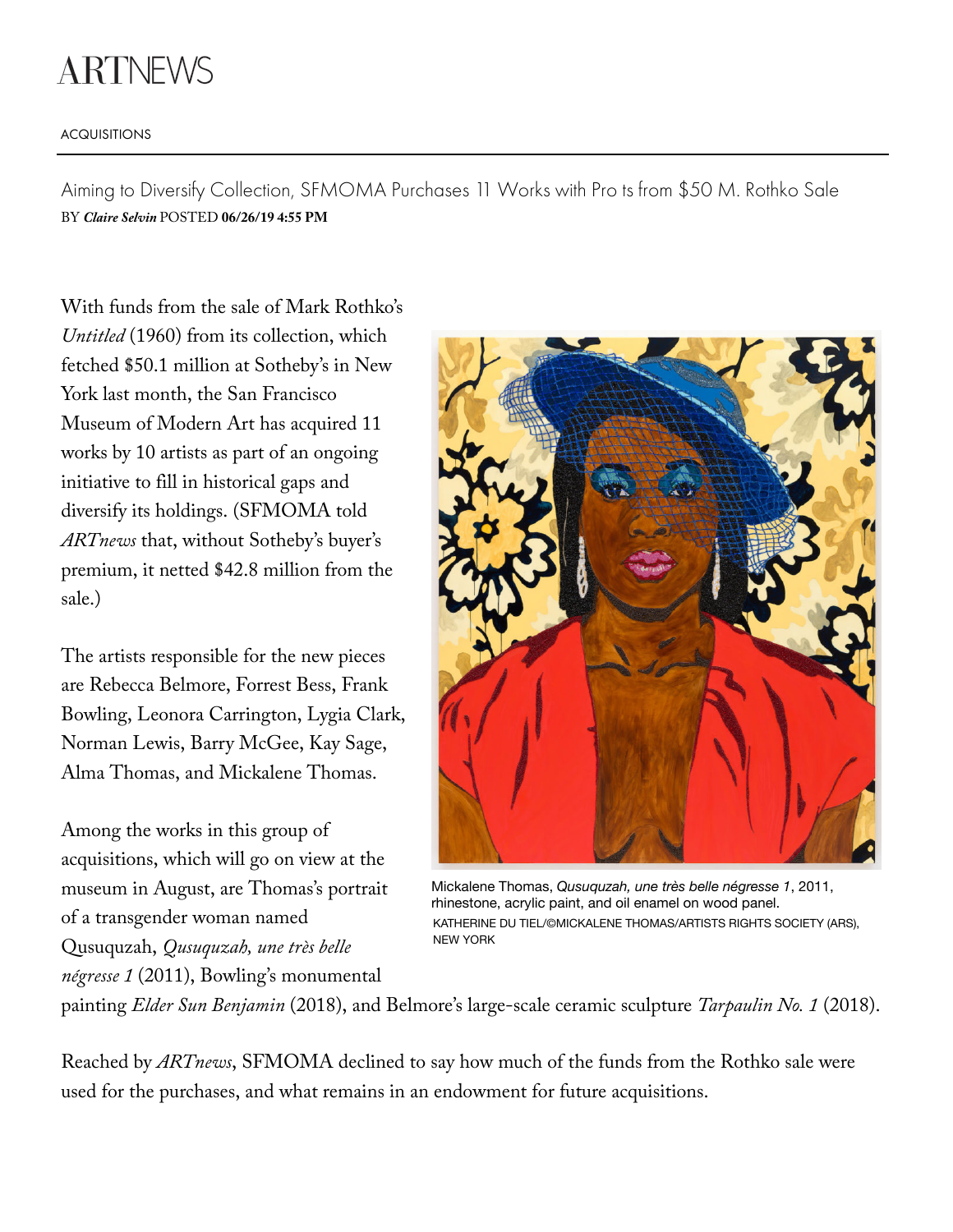ARTNEWS

ACQUISITIONS

# Aiming to Diversify Collection, SFMOMA Purchases 11 Works with Pro ts from $50 M. Rothko Sale

BY ***Claire Selvin*** POSTED **06/26/19 4:55 PM**

With funds from the sale of Mark Rothko's *Untitled* (1960) from its collection, which fetched $50.1 million at Sotheby's in New York last month, the San Francisco Museum of Modern Art has acquired 11 works by 10 artists as part of an ongoing initiative to fill in historical gaps and diversify its holdings. (SFMOMA told *ARTnews* that, without Sotheby's buyer's premium, it netted $42.8 million from the sale.)

The artists responsible for the new pieces are Rebecca Belmore, Forrest Bess, Frank Bowling, Leonora Carrington, Lygia Clark, Norman Lewis, Barry McGee, Kay Sage, Alma Thomas, and Mickalene Thomas.

Mickalene Thomas, *Qusuquzah, une très belle négresse 1*, 2011, rhinestone, acrylic paint, and oil enamel on wood panel.
KATHERINE DU TIEL/©MICKALENE THOMAS/ARTISTS RIGHTS SOCIETY (ARS), NEW YORK

Among the works in this group of acquisitions, which will go on view at the museum in August, are Thomas's portrait of a transgender woman named Qusuquzah, *Qusuquzah, une très belle négresse 1* (2011), Bowling's monumental painting *Elder Sun Benjamin* (2018), and Belmore's large-scale ceramic sculpture *Tarpaulin No. 1* (2018).

Reached by *ARTnews*, SFMOMA declined to say how much of the funds from the Rothko sale were used for the purchases, and what remains in an endowment for future acquisitions.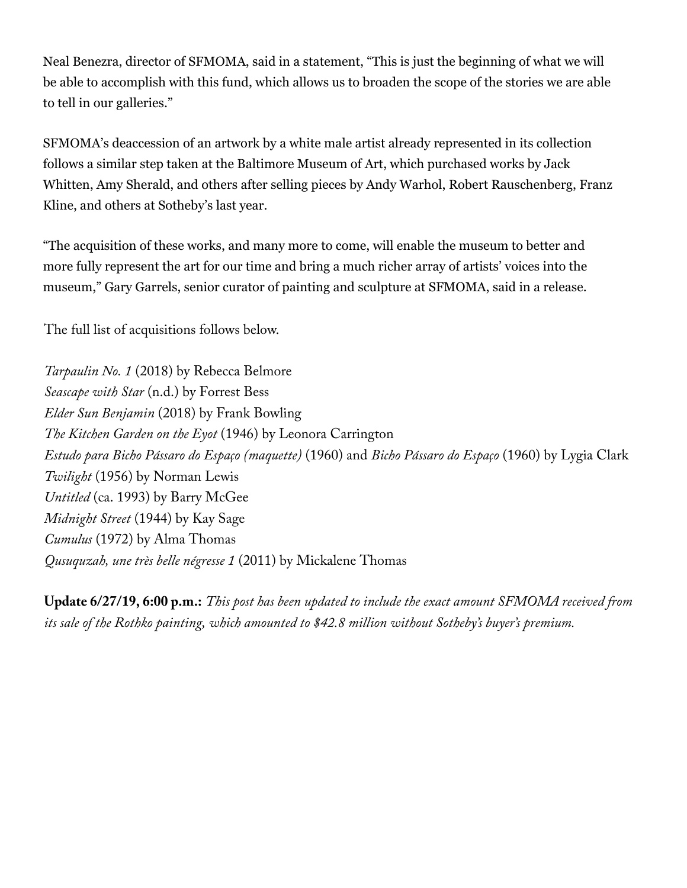Neal Benezra, director of SFMOMA, said in a statement, "This is just the beginning of what we will be able to accomplish with this fund, which allows us to broaden the scope of the stories we are able to tell in our galleries."

SFMOMA's deaccession of an artwork by a white male artist already represented in its collection follows a similar step taken at the Baltimore Museum of Art, which purchased works by Jack Whitten, Amy Sherald, and others after selling pieces by Andy Warhol, Robert Rauschenberg, Franz Kline, and others at Sotheby's last year.

"The acquisition of these works, and many more to come, will enable the museum to better and more fully represent the art for our time and bring a much richer array of artists' voices into the museum," Gary Garrels, senior curator of painting and sculpture at SFMOMA, said in a release.

The full list of acquisitions follows below.

*Tarpaulin No. 1* (2018) by Rebecca Belmore
*Seascape with Star* (n.d.) by Forrest Bess
*Elder Sun Benjamin* (2018) by Frank Bowling
*The Kitchen Garden on the Eyot* (1946) by Leonora Carrington
*Estudo para Bicho Pássaro do Espaço (maquette)* (1960) and *Bicho Pássaro do Espaço* (1960) by Lygia Clark
*Twilight* (1956) by Norman Lewis
*Untitled* (ca. 1993) by Barry McGee
*Midnight Street* (1944) by Kay Sage
*Cumulus* (1972) by Alma Thomas
*Qusuquzah, une très belle négresse 1* (2011) by Mickalene Thomas

**Update 6/27/19, 6:00 p.m.:** *This post has been updated to include the exact amount SFMOMA received from its sale of the Rothko painting, which amounted to $42.8 million without Sotheby's buyer's premium.*